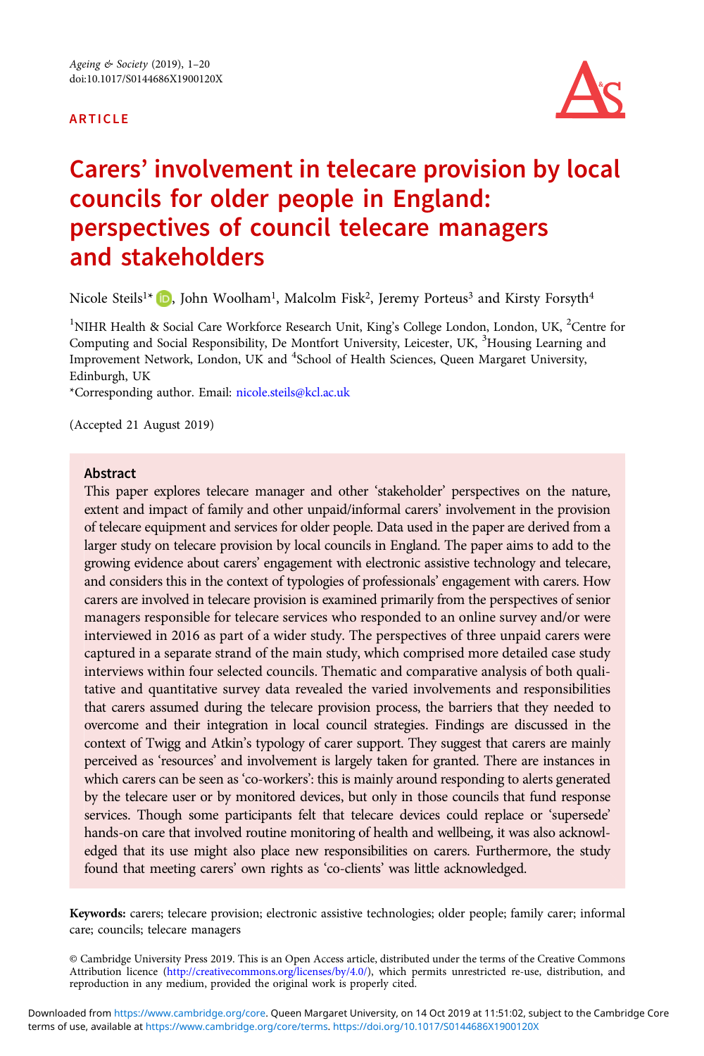ARTICLE

# Carers' involvement in telecare provision by local councils for older people in England: perspectives of council telecare managers and stakeholders

Nicole Steils[1]*, John Woolham[1], Malcolm Fisk[2], Jeremy Porteus[3] and Kirsty Forsyth[4]

[1]NIHR Health & Social Care Workforce Research Unit, King's College London, London, UK, [2]Centre for Computing and Social Responsibility, De Montfort University, Leicester, UK, [3]Housing Learning and Improvement Network, London, UK and [4]School of Health Sciences, Queen Margaret University, Edinburgh, UK

*Corresponding author. Email: nicole.steils@kcl.ac.uk

(Accepted 21 August 2019)

## Abstract

This paper explores telecare manager and other 'stakeholder' perspectives on the nature, extent and impact of family and other unpaid/informal carers' involvement in the provision of telecare equipment and services for older people. Data used in the paper are derived from a larger study on telecare provision by local councils in England. The paper aims to add to the growing evidence about carers' engagement with electronic assistive technology and telecare, and considers this in the context of typologies of professionals' engagement with carers. How carers are involved in telecare provision is examined primarily from the perspectives of senior managers responsible for telecare services who responded to an online survey and/or were interviewed in 2016 as part of a wider study. The perspectives of three unpaid carers were captured in a separate strand of the main study, which comprised more detailed case study interviews within four selected councils. Thematic and comparative analysis of both qualitative and quantitative survey data revealed the varied involvements and responsibilities that carers assumed during the telecare provision process, the barriers that they needed to overcome and their integration in local council strategies. Findings are discussed in the context of Twigg and Atkin's typology of carer support. They suggest that carers are mainly perceived as 'resources' and involvement is largely taken for granted. There are instances in which carers can be seen as 'co-workers': this is mainly around responding to alerts generated by the telecare user or by monitored devices, but only in those councils that fund response services. Though some participants felt that telecare devices could replace or 'supersede' hands-on care that involved routine monitoring of health and wellbeing, it was also acknowledged that its use might also place new responsibilities on carers. Furthermore, the study found that meeting carers' own rights as 'co-clients' was little acknowledged.

**Keywords:** carers; telecare provision; electronic assistive technologies; older people; family carer; informal care; councils; telecare managers

© Cambridge University Press 2019. This is an Open Access article, distributed under the terms of the Creative Commons Attribution licence (http://creativecommons.org/licenses/by/4.0/), which permits unrestricted re-use, distribution, and reproduction in any medium, provided the original work is properly cited.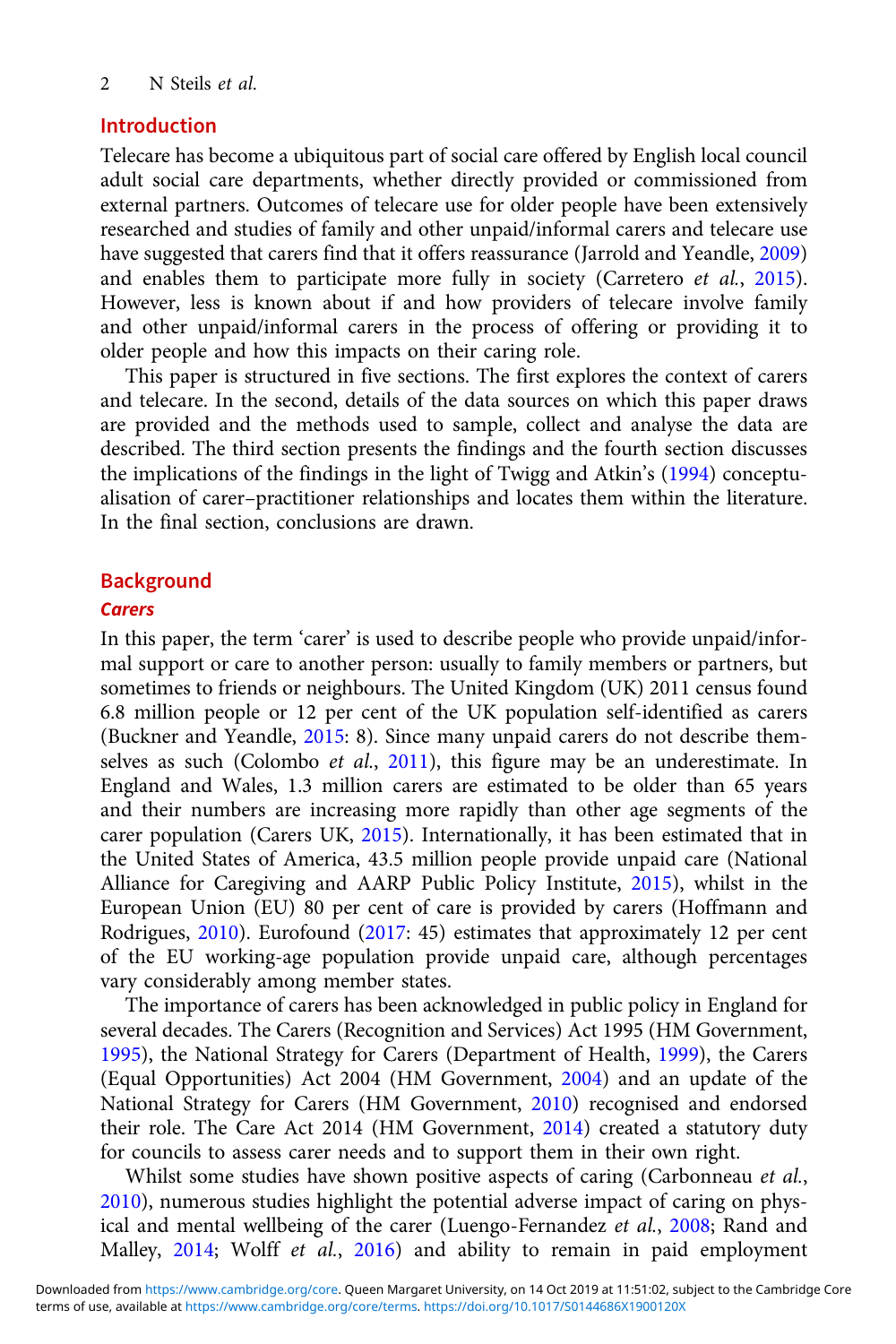## Introduction

Telecare has become a ubiquitous part of social care offered by English local council adult social care departments, whether directly provided or commissioned from external partners. Outcomes of telecare use for older people have been extensively researched and studies of family and other unpaid/informal carers and telecare use have suggested that carers find that it offers reassurance (Jarrold and Yeandle, 2009) and enables them to participate more fully in society (Carretero *et al.*, 2015). However, less is known about if and how providers of telecare involve family and other unpaid/informal carers in the process of offering or providing it to older people and how this impacts on their caring role.

This paper is structured in five sections. The first explores the context of carers and telecare. In the second, details of the data sources on which this paper draws are provided and the methods used to sample, collect and analyse the data are described. The third section presents the findings and the fourth section discusses the implications of the findings in the light of Twigg and Atkin's (1994) conceptualisation of carer–practitioner relationships and locates them within the literature. In the final section, conclusions are drawn.

## Background

### *Carers*

In this paper, the term 'carer' is used to describe people who provide unpaid/informal support or care to another person: usually to family members or partners, but sometimes to friends or neighbours. The United Kingdom (UK) 2011 census found 6.8 million people or 12 per cent of the UK population self-identified as carers (Buckner and Yeandle, 2015: 8). Since many unpaid carers do not describe themselves as such (Colombo *et al.*, 2011), this figure may be an underestimate. In England and Wales, 1.3 million carers are estimated to be older than 65 years and their numbers are increasing more rapidly than other age segments of the carer population (Carers UK, 2015). Internationally, it has been estimated that in the United States of America, 43.5 million people provide unpaid care (National Alliance for Caregiving and AARP Public Policy Institute, 2015), whilst in the European Union (EU) 80 per cent of care is provided by carers (Hoffmann and Rodrigues, 2010). Eurofound (2017: 45) estimates that approximately 12 per cent of the EU working-age population provide unpaid care, although percentages vary considerably among member states.

The importance of carers has been acknowledged in public policy in England for several decades. The Carers (Recognition and Services) Act 1995 (HM Government, 1995), the National Strategy for Carers (Department of Health, 1999), the Carers (Equal Opportunities) Act 2004 (HM Government, 2004) and an update of the National Strategy for Carers (HM Government, 2010) recognised and endorsed their role. The Care Act 2014 (HM Government, 2014) created a statutory duty for councils to assess carer needs and to support them in their own right.

Whilst some studies have shown positive aspects of caring (Carbonneau *et al.*, 2010), numerous studies highlight the potential adverse impact of caring on physical and mental wellbeing of the carer (Luengo-Fernandez *et al.*, 2008; Rand and Malley, 2014; Wolff *et al.*, 2016) and ability to remain in paid employment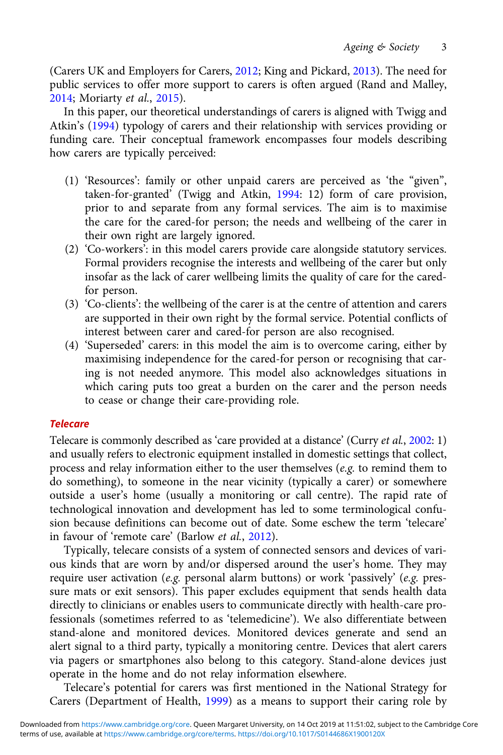(Carers UK and Employers for Carers, 2012; King and Pickard, 2013). The need for public services to offer more support to carers is often argued (Rand and Malley, 2014; Moriarty *et al.*, 2015).

In this paper, our theoretical understandings of carers is aligned with Twigg and Atkin's (1994) typology of carers and their relationship with services providing or funding care. Their conceptual framework encompasses four models describing how carers are typically perceived:

1. 'Resources': family or other unpaid carers are perceived as 'the "given", taken-for-granted' (Twigg and Atkin, 1994: 12) form of care provision, prior to and separate from any formal services. The aim is to maximise the care for the cared-for person; the needs and wellbeing of the carer in their own right are largely ignored.
2. 'Co-workers': in this model carers provide care alongside statutory services. Formal providers recognise the interests and wellbeing of the carer but only insofar as the lack of carer wellbeing limits the quality of care for the cared-for person.
3. 'Co-clients': the wellbeing of the carer is at the centre of attention and carers are supported in their own right by the formal service. Potential conflicts of interest between carer and cared-for person are also recognised.
4. 'Superseded' carers: in this model the aim is to overcome caring, either by maximising independence for the cared-for person or recognising that caring is not needed anymore. This model also acknowledges situations in which caring puts too great a burden on the carer and the person needs to cease or change their care-providing role.

## Telecare

Telecare is commonly described as 'care provided at a distance' (Curry *et al.*, 2002: 1) and usually refers to electronic equipment installed in domestic settings that collect, process and relay information either to the user themselves (*e.g.* to remind them to do something), to someone in the near vicinity (typically a carer) or somewhere outside a user's home (usually a monitoring or call centre). The rapid rate of technological innovation and development has led to some terminological confusion because definitions can become out of date. Some eschew the term 'telecare' in favour of 'remote care' (Barlow *et al.*, 2012).

Typically, telecare consists of a system of connected sensors and devices of various kinds that are worn by and/or dispersed around the user's home. They may require user activation (*e.g.* personal alarm buttons) or work 'passively' (*e.g.* pressure mats or exit sensors). This paper excludes equipment that sends health data directly to clinicians or enables users to communicate directly with health-care professionals (sometimes referred to as 'telemedicine'). We also differentiate between stand-alone and monitored devices. Monitored devices generate and send an alert signal to a third party, typically a monitoring centre. Devices that alert carers via pagers or smartphones also belong to this category. Stand-alone devices just operate in the home and do not relay information elsewhere.

Telecare's potential for carers was first mentioned in the National Strategy for Carers (Department of Health, 1999) as a means to support their caring role by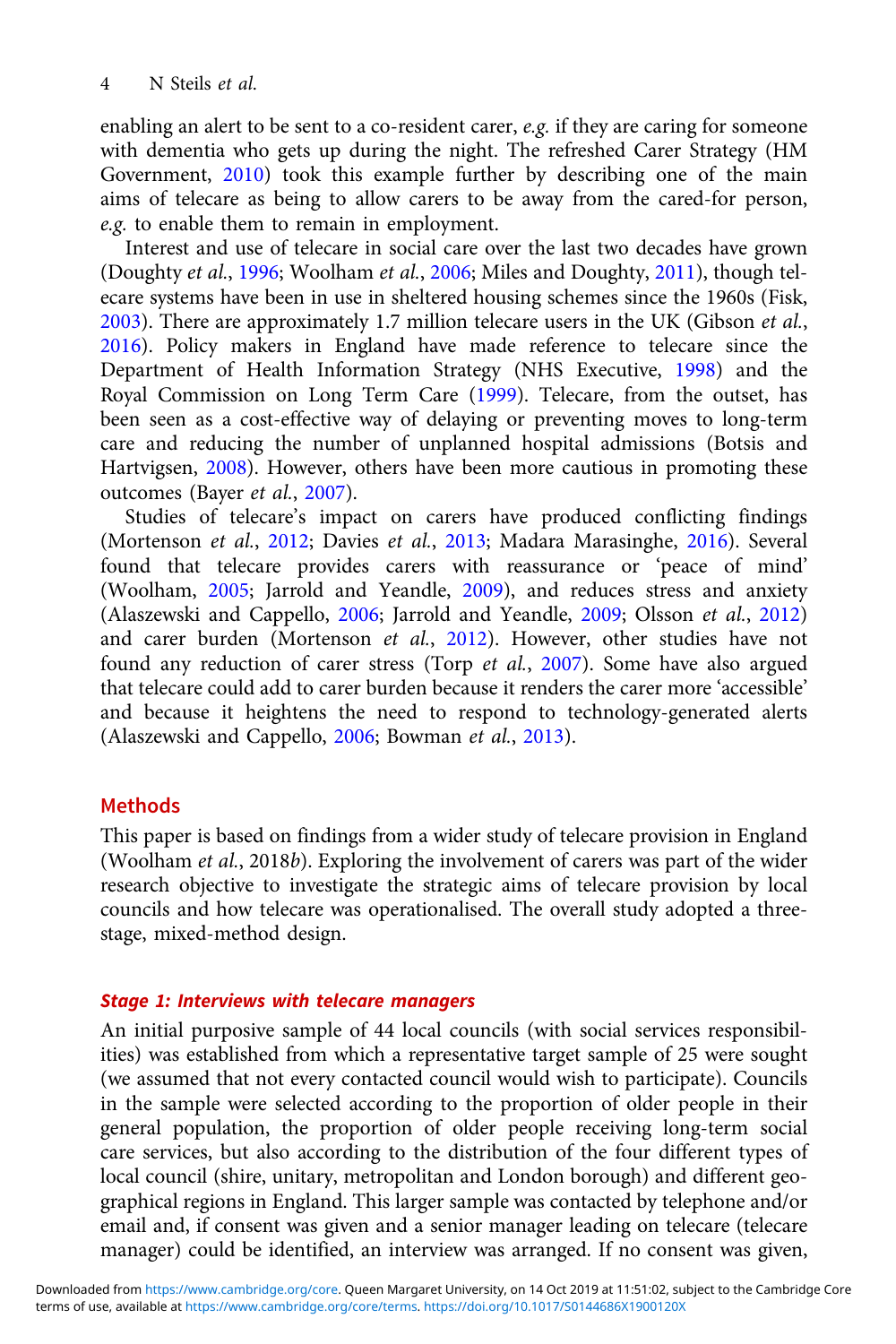enabling an alert to be sent to a co-resident carer, *e.g.* if they are caring for someone with dementia who gets up during the night. The refreshed Carer Strategy (HM Government, 2010) took this example further by describing one of the main aims of telecare as being to allow carers to be away from the cared-for person, *e.g.* to enable them to remain in employment.

Interest and use of telecare in social care over the last two decades have grown (Doughty *et al.*, 1996; Woolham *et al.*, 2006; Miles and Doughty, 2011), though telecare systems have been in use in sheltered housing schemes since the 1960s (Fisk, 2003). There are approximately 1.7 million telecare users in the UK (Gibson *et al.*, 2016). Policy makers in England have made reference to telecare since the Department of Health Information Strategy (NHS Executive, 1998) and the Royal Commission on Long Term Care (1999). Telecare, from the outset, has been seen as a cost-effective way of delaying or preventing moves to long-term care and reducing the number of unplanned hospital admissions (Botsis and Hartvigsen, 2008). However, others have been more cautious in promoting these outcomes (Bayer *et al.*, 2007).

Studies of telecare's impact on carers have produced conflicting findings (Mortenson *et al.*, 2012; Davies *et al.*, 2013; Madara Marasinghe, 2016). Several found that telecare provides carers with reassurance or 'peace of mind' (Woolham, 2005; Jarrold and Yeandle, 2009), and reduces stress and anxiety (Alaszewski and Cappello, 2006; Jarrold and Yeandle, 2009; Olsson *et al.*, 2012) and carer burden (Mortenson *et al.*, 2012). However, other studies have not found any reduction of carer stress (Torp *et al.*, 2007). Some have also argued that telecare could add to carer burden because it renders the carer more 'accessible' and because it heightens the need to respond to technology-generated alerts (Alaszewski and Cappello, 2006; Bowman *et al.*, 2013).

## Methods

This paper is based on findings from a wider study of telecare provision in England (Woolham *et al.*, 2018*b*). Exploring the involvement of carers was part of the wider research objective to investigate the strategic aims of telecare provision by local councils and how telecare was operationalised. The overall study adopted a three-stage, mixed-method design.

### *Stage 1: Interviews with telecare managers*

An initial purposive sample of 44 local councils (with social services responsibilities) was established from which a representative target sample of 25 were sought (we assumed that not every contacted council would wish to participate). Councils in the sample were selected according to the proportion of older people in their general population, the proportion of older people receiving long-term social care services, but also according to the distribution of the four different types of local council (shire, unitary, metropolitan and London borough) and different geographical regions in England. This larger sample was contacted by telephone and/or email and, if consent was given and a senior manager leading on telecare (telecare manager) could be identified, an interview was arranged. If no consent was given,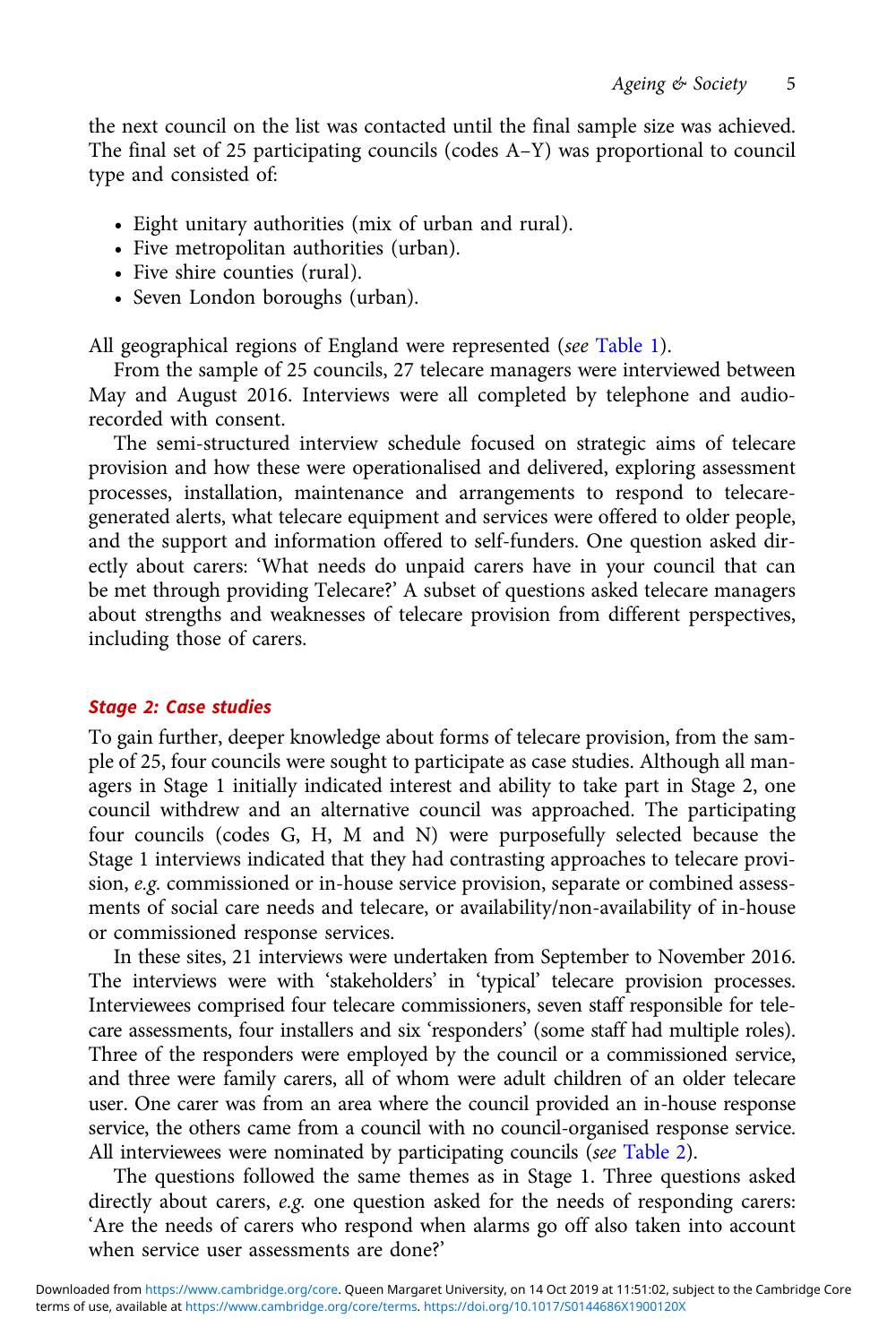the next council on the list was contacted until the final sample size was achieved. The final set of 25 participating councils (codes A–Y) was proportional to council type and consisted of:

- Eight unitary authorities (mix of urban and rural).
- Five metropolitan authorities (urban).
- Five shire counties (rural).
- Seven London boroughs (urban).

All geographical regions of England were represented (*see* Table 1).

From the sample of 25 councils, 27 telecare managers were interviewed between May and August 2016. Interviews were all completed by telephone and audio-recorded with consent.

The semi-structured interview schedule focused on strategic aims of telecare provision and how these were operationalised and delivered, exploring assessment processes, installation, maintenance and arrangements to respond to telecare-generated alerts, what telecare equipment and services were offered to older people, and the support and information offered to self-funders. One question asked directly about carers: 'What needs do unpaid carers have in your council that can be met through providing Telecare?' A subset of questions asked telecare managers about strengths and weaknesses of telecare provision from different perspectives, including those of carers.

### *Stage 2: Case studies*

To gain further, deeper knowledge about forms of telecare provision, from the sample of 25, four councils were sought to participate as case studies. Although all managers in Stage 1 initially indicated interest and ability to take part in Stage 2, one council withdrew and an alternative council was approached. The participating four councils (codes G, H, M and N) were purposefully selected because the Stage 1 interviews indicated that they had contrasting approaches to telecare provision, *e.g.* commissioned or in-house service provision, separate or combined assessments of social care needs and telecare, or availability/non-availability of in-house or commissioned response services.

In these sites, 21 interviews were undertaken from September to November 2016. The interviews were with 'stakeholders' in 'typical' telecare provision processes. Interviewees comprised four telecare commissioners, seven staff responsible for telecare assessments, four installers and six 'responders' (some staff had multiple roles). Three of the responders were employed by the council or a commissioned service, and three were family carers, all of whom were adult children of an older telecare user. One carer was from an area where the council provided an in-house response service, the others came from a council with no council-organised response service. All interviewees were nominated by participating councils (*see* Table 2).

The questions followed the same themes as in Stage 1. Three questions asked directly about carers, *e.g.* one question asked for the needs of responding carers: 'Are the needs of carers who respond when alarms go off also taken into account when service user assessments are done?'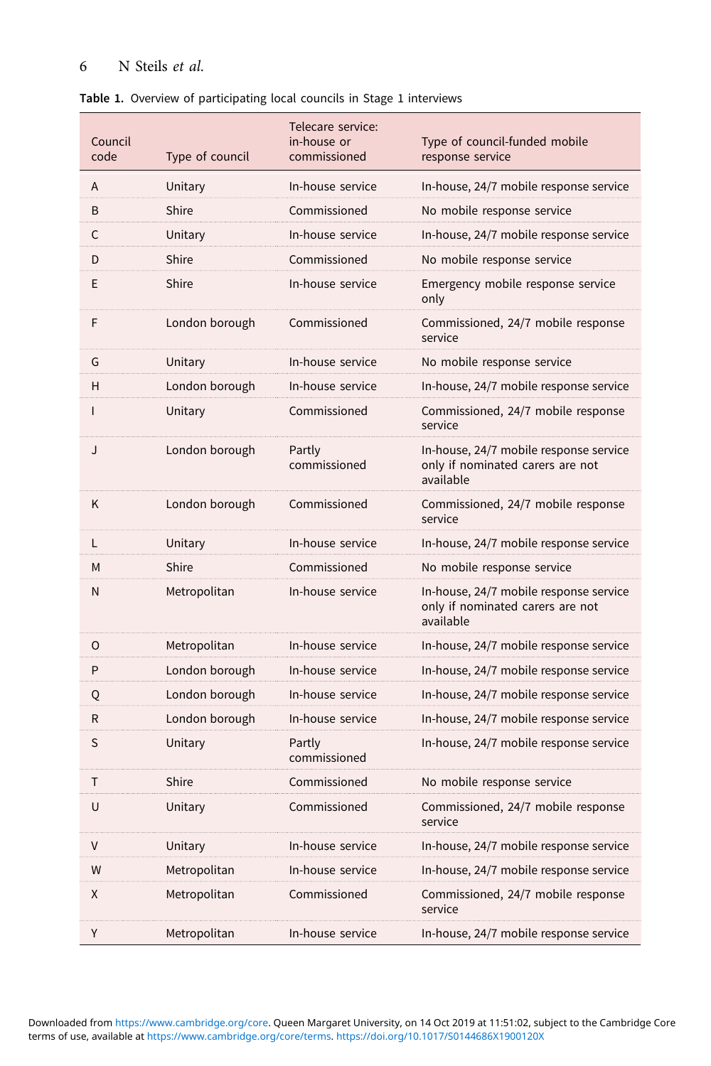**Table 1.** Overview of participating local councils in Stage 1 interviews

| Council code | Type of council | Telecare service: in-house or commissioned | Type of council-funded mobile response service |
|---|---|---|---|
| A | Unitary | In-house service | In-house, 24/7 mobile response service |
| B | Shire | Commissioned | No mobile response service |
| C | Unitary | In-house service | In-house, 24/7 mobile response service |
| D | Shire | Commissioned | No mobile response service |
| E | Shire | In-house service | Emergency mobile response service only |
| F | London borough | Commissioned | Commissioned, 24/7 mobile response service |
| G | Unitary | In-house service | No mobile response service |
| H | London borough | In-house service | In-house, 24/7 mobile response service |
| I | Unitary | Commissioned | Commissioned, 24/7 mobile response service |
| J | London borough | Partly commissioned | In-house, 24/7 mobile response service only if nominated carers are not available |
| K | London borough | Commissioned | Commissioned, 24/7 mobile response service |
| L | Unitary | In-house service | In-house, 24/7 mobile response service |
| M | Shire | Commissioned | No mobile response service |
| N | Metropolitan | In-house service | In-house, 24/7 mobile response service only if nominated carers are not available |
| O | Metropolitan | In-house service | In-house, 24/7 mobile response service |
| P | London borough | In-house service | In-house, 24/7 mobile response service |
| Q | London borough | In-house service | In-house, 24/7 mobile response service |
| R | London borough | In-house service | In-house, 24/7 mobile response service |
| S | Unitary | Partly commissioned | In-house, 24/7 mobile response service |
| T | Shire | Commissioned | No mobile response service |
| U | Unitary | Commissioned | Commissioned, 24/7 mobile response service |
| V | Unitary | In-house service | In-house, 24/7 mobile response service |
| W | Metropolitan | In-house service | In-house, 24/7 mobile response service |
| X | Metropolitan | Commissioned | Commissioned, 24/7 mobile response service |
| Y | Metropolitan | In-house service | In-house, 24/7 mobile response service |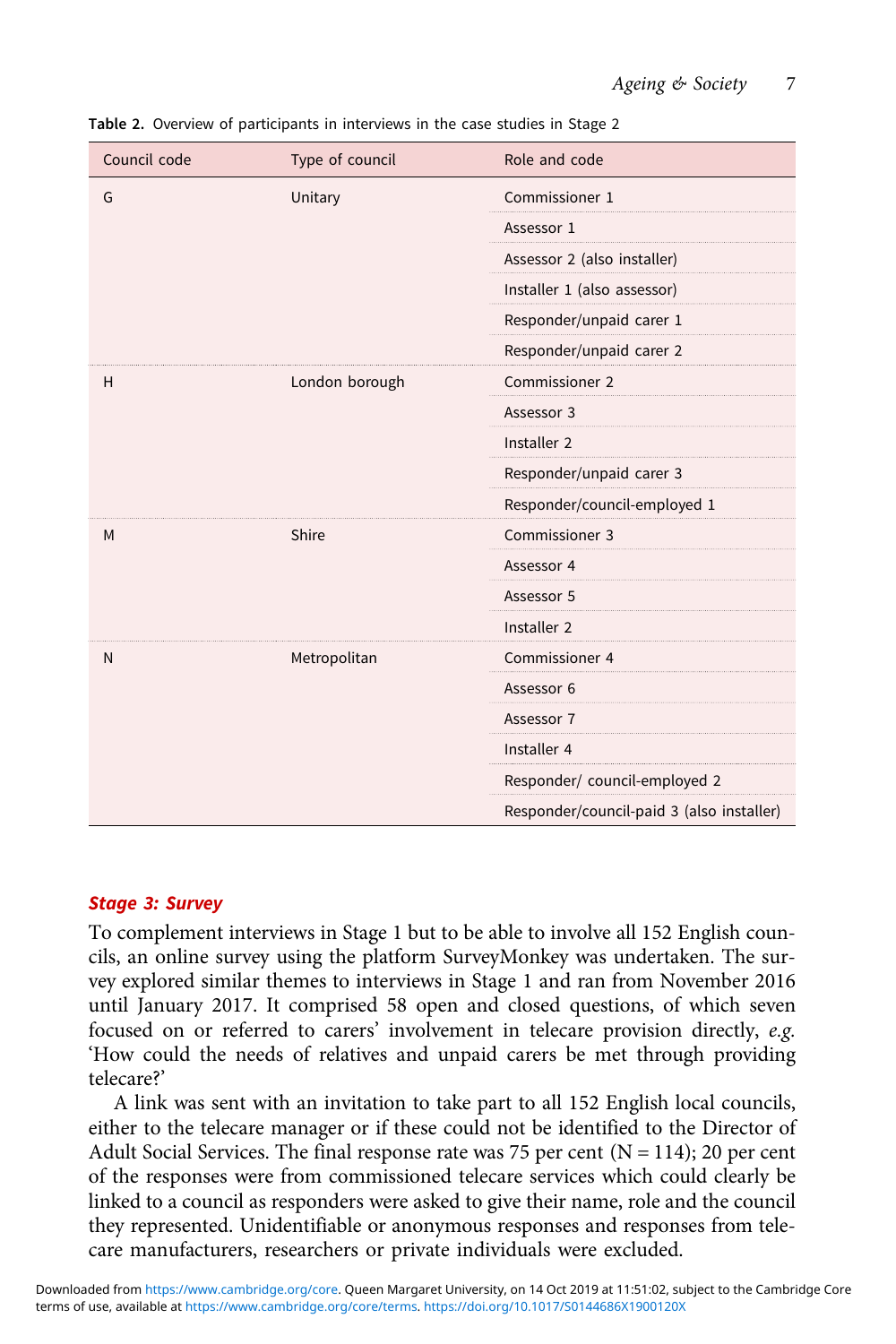Table 2. Overview of participants in interviews in the case studies in Stage 2

| Council code | Type of council | Role and code |
|---|---|---|
| G | Unitary | Commissioner 1 |
| | | Assessor 1 |
| | | Assessor 2 (also installer) |
| | | Installer 1 (also assessor) |
| | | Responder/unpaid carer 1 |
| | | Responder/unpaid carer 2 |
| H | London borough | Commissioner 2 |
| | | Assessor 3 |
| | | Installer 2 |
| | | Responder/unpaid carer 3 |
| | | Responder/council-employed 1 |
| M | Shire | Commissioner 3 |
| | | Assessor 4 |
| | | Assessor 5 |
| | | Installer 2 |
| N | Metropolitan | Commissioner 4 |
| | | Assessor 6 |
| | | Assessor 7 |
| | | Installer 4 |
| | | Responder/ council-employed 2 |
| | | Responder/council-paid 3 (also installer) |

### *Stage 3: Survey*

To complement interviews in Stage 1 but to be able to involve all 152 English councils, an online survey using the platform SurveyMonkey was undertaken. The survey explored similar themes to interviews in Stage 1 and ran from November 2016 until January 2017. It comprised 58 open and closed questions, of which seven focused on or referred to carers' involvement in telecare provision directly, *e.g.* 'How could the needs of relatives and unpaid carers be met through providing telecare?'

A link was sent with an invitation to take part to all 152 English local councils, either to the telecare manager or if these could not be identified to the Director of Adult Social Services. The final response rate was 75 per cent (N = 114); 20 per cent of the responses were from commissioned telecare services which could clearly be linked to a council as responders were asked to give their name, role and the council they represented. Unidentifiable or anonymous responses and responses from telecare manufacturers, researchers or private individuals were excluded.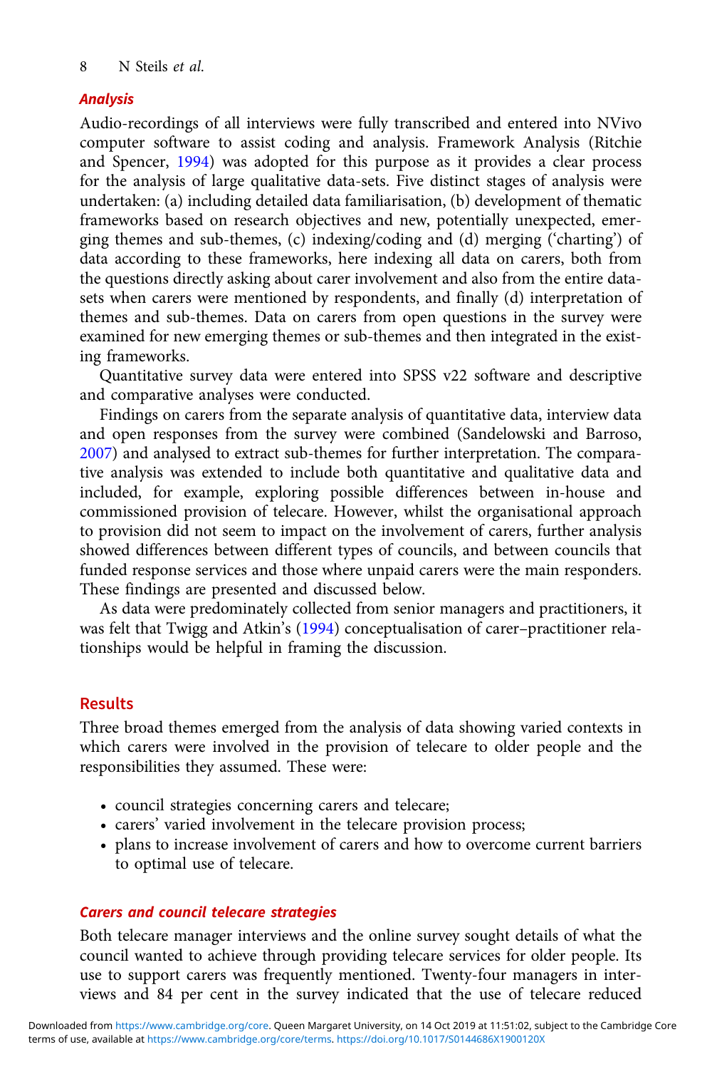### *Analysis*

Audio-recordings of all interviews were fully transcribed and entered into NVivo computer software to assist coding and analysis. Framework Analysis (Ritchie and Spencer, 1994) was adopted for this purpose as it provides a clear process for the analysis of large qualitative data-sets. Five distinct stages of analysis were undertaken: (a) including detailed data familiarisation, (b) development of thematic frameworks based on research objectives and new, potentially unexpected, emerging themes and sub-themes, (c) indexing/coding and (d) merging ('charting') of data according to these frameworks, here indexing all data on carers, both from the questions directly asking about carer involvement and also from the entire data-sets when carers were mentioned by respondents, and finally (d) interpretation of themes and sub-themes. Data on carers from open questions in the survey were examined for new emerging themes or sub-themes and then integrated in the existing frameworks.

Quantitative survey data were entered into SPSS v22 software and descriptive and comparative analyses were conducted.

Findings on carers from the separate analysis of quantitative data, interview data and open responses from the survey were combined (Sandelowski and Barroso, 2007) and analysed to extract sub-themes for further interpretation. The comparative analysis was extended to include both quantitative and qualitative data and included, for example, exploring possible differences between in-house and commissioned provision of telecare. However, whilst the organisational approach to provision did not seem to impact on the involvement of carers, further analysis showed differences between different types of councils, and between councils that funded response services and those where unpaid carers were the main responders. These findings are presented and discussed below.

As data were predominately collected from senior managers and practitioners, it was felt that Twigg and Atkin's (1994) conceptualisation of carer–practitioner relationships would be helpful in framing the discussion.

## Results

Three broad themes emerged from the analysis of data showing varied contexts in which carers were involved in the provision of telecare to older people and the responsibilities they assumed. These were:

- council strategies concerning carers and telecare;
- carers' varied involvement in the telecare provision process;
- plans to increase involvement of carers and how to overcome current barriers to optimal use of telecare.

### *Carers and council telecare strategies*

Both telecare manager interviews and the online survey sought details of what the council wanted to achieve through providing telecare services for older people. Its use to support carers was frequently mentioned. Twenty-four managers in interviews and 84 per cent in the survey indicated that the use of telecare reduced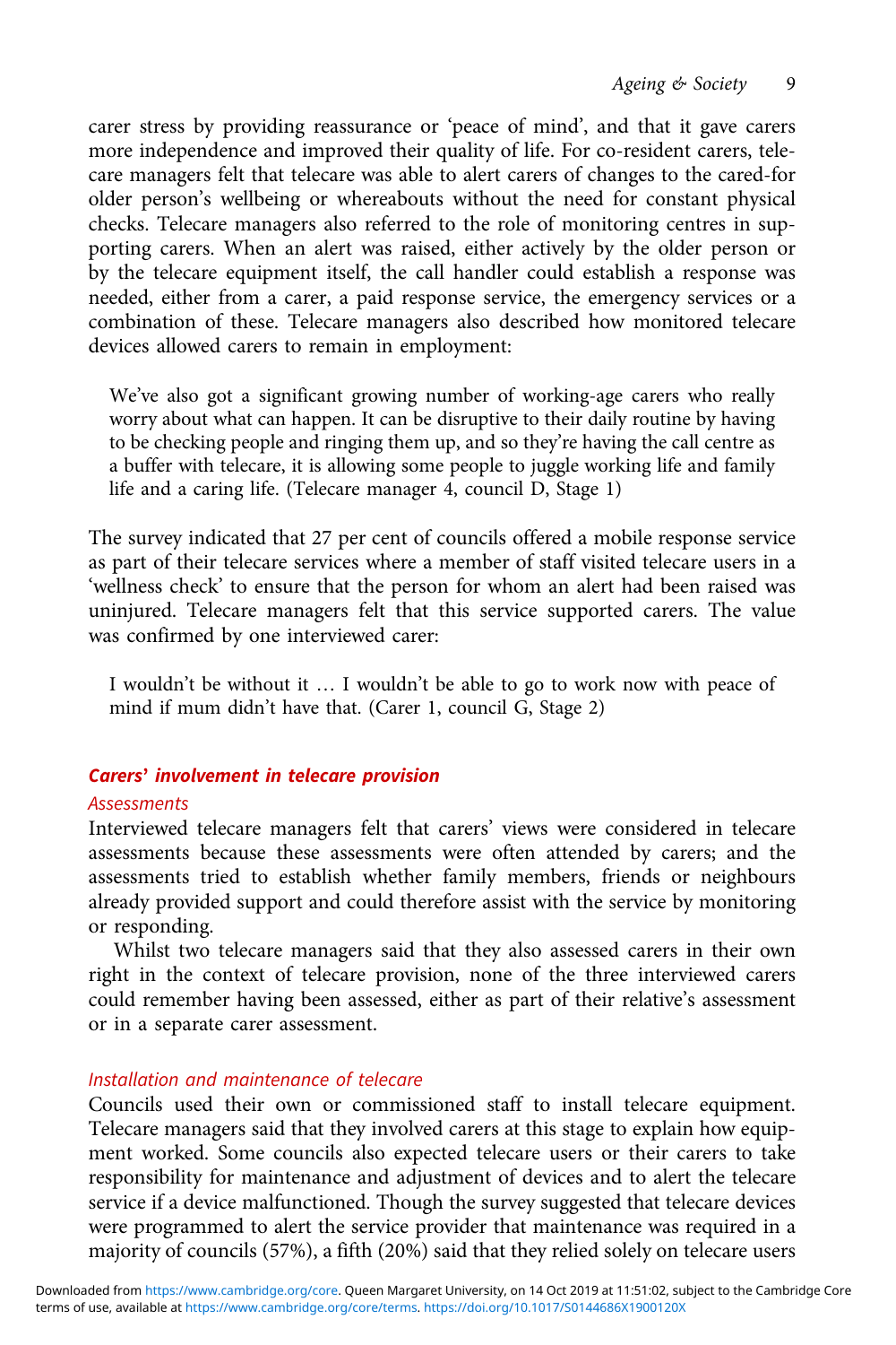carer stress by providing reassurance or 'peace of mind', and that it gave carers more independence and improved their quality of life. For co-resident carers, telecare managers felt that telecare was able to alert carers of changes to the cared-for older person's wellbeing or whereabouts without the need for constant physical checks. Telecare managers also referred to the role of monitoring centres in supporting carers. When an alert was raised, either actively by the older person or by the telecare equipment itself, the call handler could establish a response was needed, either from a carer, a paid response service, the emergency services or a combination of these. Telecare managers also described how monitored telecare devices allowed carers to remain in employment:

> We've also got a significant growing number of working-age carers who really worry about what can happen. It can be disruptive to their daily routine by having to be checking people and ringing them up, and so they're having the call centre as a buffer with telecare, it is allowing some people to juggle working life and family life and a caring life. (Telecare manager 4, council D, Stage 1)

The survey indicated that 27 per cent of councils offered a mobile response service as part of their telecare services where a member of staff visited telecare users in a 'wellness check' to ensure that the person for whom an alert had been raised was uninjured. Telecare managers felt that this service supported carers. The value was confirmed by one interviewed carer:

> I wouldn't be without it … I wouldn't be able to go to work now with peace of mind if mum didn't have that. (Carer 1, council G, Stage 2)

## Carers' involvement in telecare provision

### Assessments

Interviewed telecare managers felt that carers' views were considered in telecare assessments because these assessments were often attended by carers; and the assessments tried to establish whether family members, friends or neighbours already provided support and could therefore assist with the service by monitoring or responding.

Whilst two telecare managers said that they also assessed carers in their own right in the context of telecare provision, none of the three interviewed carers could remember having been assessed, either as part of their relative's assessment or in a separate carer assessment.

### Installation and maintenance of telecare

Councils used their own or commissioned staff to install telecare equipment. Telecare managers said that they involved carers at this stage to explain how equipment worked. Some councils also expected telecare users or their carers to take responsibility for maintenance and adjustment of devices and to alert the telecare service if a device malfunctioned. Though the survey suggested that telecare devices were programmed to alert the service provider that maintenance was required in a majority of councils (57%), a fifth (20%) said that they relied solely on telecare users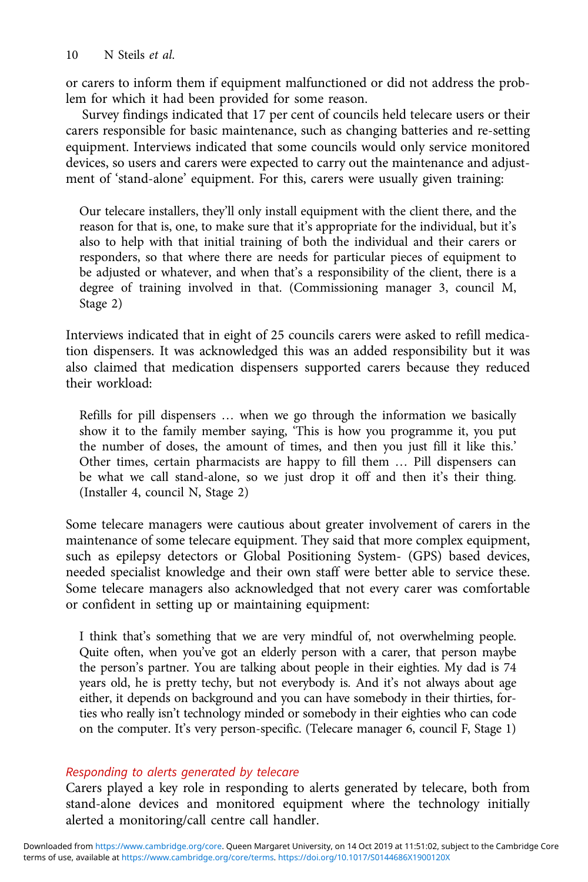or carers to inform them if equipment malfunctioned or did not address the problem for which it had been provided for some reason.

Survey findings indicated that 17 per cent of councils held telecare users or their carers responsible for basic maintenance, such as changing batteries and re-setting equipment. Interviews indicated that some councils would only service monitored devices, so users and carers were expected to carry out the maintenance and adjustment of 'stand-alone' equipment. For this, carers were usually given training:

> Our telecare installers, they'll only install equipment with the client there, and the reason for that is, one, to make sure that it's appropriate for the individual, but it's also to help with that initial training of both the individual and their carers or responders, so that where there are needs for particular pieces of equipment to be adjusted or whatever, and when that's a responsibility of the client, there is a degree of training involved in that. (Commissioning manager 3, council M, Stage 2)

Interviews indicated that in eight of 25 councils carers were asked to refill medication dispensers. It was acknowledged this was an added responsibility but it was also claimed that medication dispensers supported carers because they reduced their workload:

> Refills for pill dispensers … when we go through the information we basically show it to the family member saying, 'This is how you programme it, you put the number of doses, the amount of times, and then you just fill it like this.' Other times, certain pharmacists are happy to fill them … Pill dispensers can be what we call stand-alone, so we just drop it off and then it's their thing. (Installer 4, council N, Stage 2)

Some telecare managers were cautious about greater involvement of carers in the maintenance of some telecare equipment. They said that more complex equipment, such as epilepsy detectors or Global Positioning System- (GPS) based devices, needed specialist knowledge and their own staff were better able to service these. Some telecare managers also acknowledged that not every carer was comfortable or confident in setting up or maintaining equipment:

> I think that's something that we are very mindful of, not overwhelming people. Quite often, when you've got an elderly person with a carer, that person maybe the person's partner. You are talking about people in their eighties. My dad is 74 years old, he is pretty techy, but not everybody is. And it's not always about age either, it depends on background and you can have somebody in their thirties, forties who really isn't technology minded or somebody in their eighties who can code on the computer. It's very person-specific. (Telecare manager 6, council F, Stage 1)

### *Responding to alerts generated by telecare*

Carers played a key role in responding to alerts generated by telecare, both from stand-alone devices and monitored equipment where the technology initially alerted a monitoring/call centre call handler.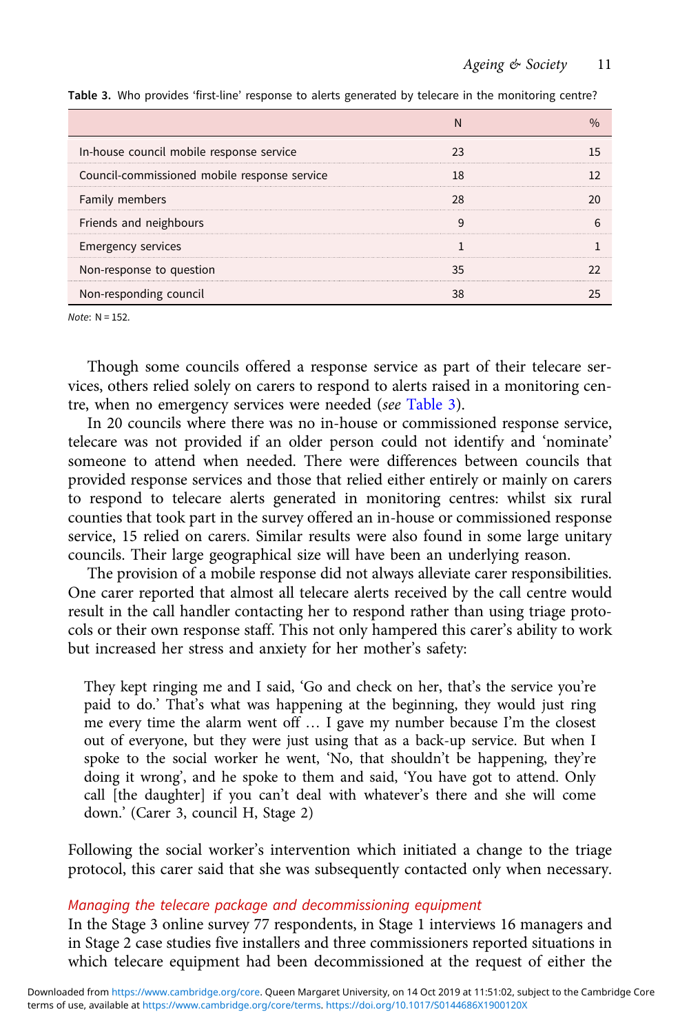**Table 3.** Who provides 'first-line' response to alerts generated by telecare in the monitoring centre?

| | N | % |
|---|---|---|
| In-house council mobile response service | 23 | 15 |
| Council-commissioned mobile response service | 18 | 12 |
| Family members | 28 | 20 |
| Friends and neighbours | 9 | 6 |
| Emergency services | 1 | 1 |
| Non-response to question | 35 | 22 |
| Non-responding council | 38 | 25 |

*Note*: N = 152.

Though some councils offered a response service as part of their telecare services, others relied solely on carers to respond to alerts raised in a monitoring centre, when no emergency services were needed (*see* Table 3).

In 20 councils where there was no in-house or commissioned response service, telecare was not provided if an older person could not identify and 'nominate' someone to attend when needed. There were differences between councils that provided response services and those that relied either entirely or mainly on carers to respond to telecare alerts generated in monitoring centres: whilst six rural counties that took part in the survey offered an in-house or commissioned response service, 15 relied on carers. Similar results were also found in some large unitary councils. Their large geographical size will have been an underlying reason.

The provision of a mobile response did not always alleviate carer responsibilities. One carer reported that almost all telecare alerts received by the call centre would result in the call handler contacting her to respond rather than using triage protocols or their own response staff. This not only hampered this carer's ability to work but increased her stress and anxiety for her mother's safety:

> They kept ringing me and I said, 'Go and check on her, that's the service you're paid to do.' That's what was happening at the beginning, they would just ring me every time the alarm went off … I gave my number because I'm the closest out of everyone, but they were just using that as a back-up service. But when I spoke to the social worker he went, 'No, that shouldn't be happening, they're doing it wrong', and he spoke to them and said, 'You have got to attend. Only call [the daughter] if you can't deal with whatever's there and she will come down.' (Carer 3, council H, Stage 2)

Following the social worker's intervention which initiated a change to the triage protocol, this carer said that she was subsequently contacted only when necessary.

### *Managing the telecare package and decommissioning equipment*

In the Stage 3 online survey 77 respondents, in Stage 1 interviews 16 managers and in Stage 2 case studies five installers and three commissioners reported situations in which telecare equipment had been decommissioned at the request of either the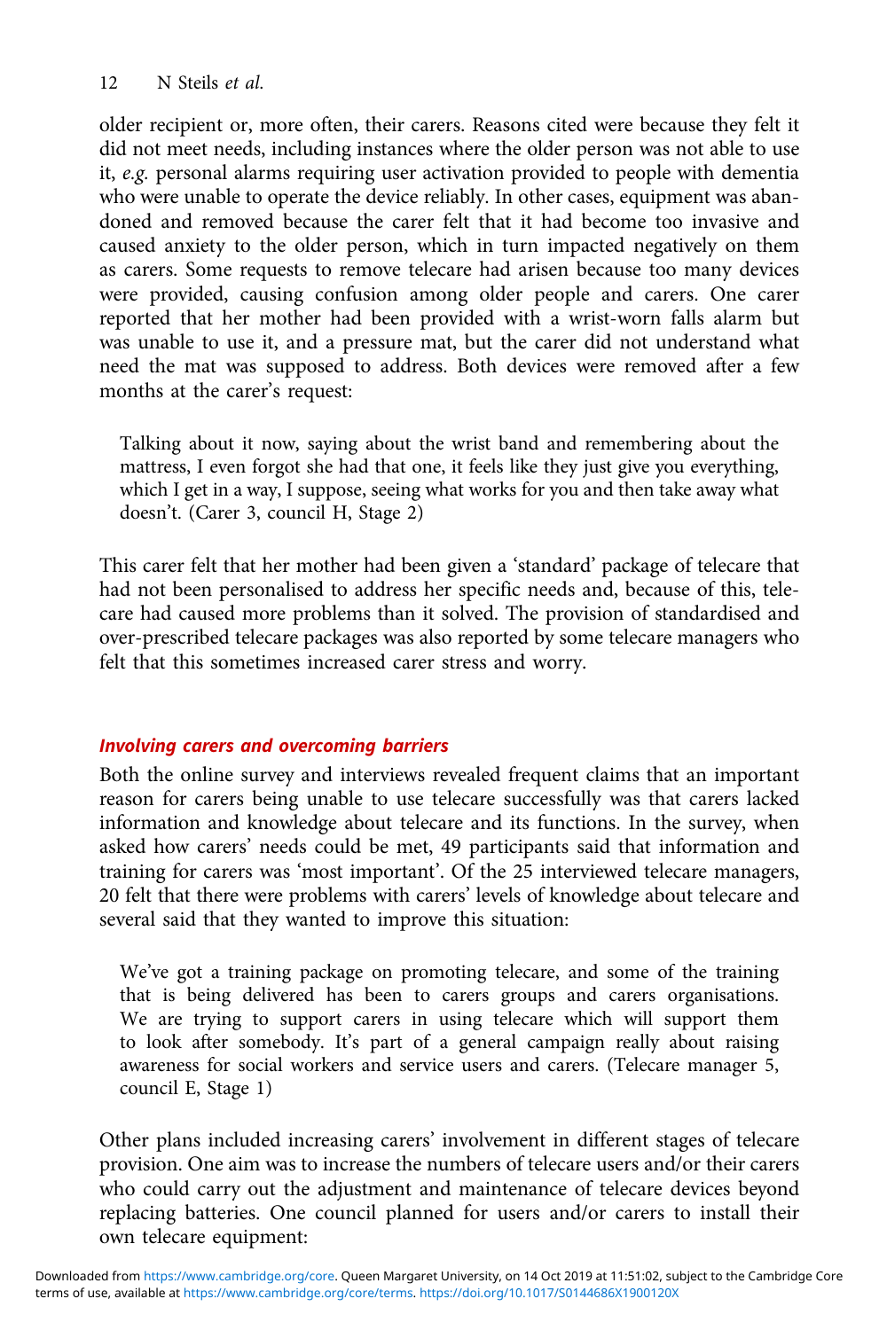older recipient or, more often, their carers. Reasons cited were because they felt it did not meet needs, including instances where the older person was not able to use it, *e.g.* personal alarms requiring user activation provided to people with dementia who were unable to operate the device reliably. In other cases, equipment was abandoned and removed because the carer felt that it had become too invasive and caused anxiety to the older person, which in turn impacted negatively on them as carers. Some requests to remove telecare had arisen because too many devices were provided, causing confusion among older people and carers. One carer reported that her mother had been provided with a wrist-worn falls alarm but was unable to use it, and a pressure mat, but the carer did not understand what need the mat was supposed to address. Both devices were removed after a few months at the carer's request:

> Talking about it now, saying about the wrist band and remembering about the mattress, I even forgot she had that one, it feels like they just give you everything, which I get in a way, I suppose, seeing what works for you and then take away what doesn't. (Carer 3, council H, Stage 2)

This carer felt that her mother had been given a 'standard' package of telecare that had not been personalised to address her specific needs and, because of this, telecare had caused more problems than it solved. The provision of standardised and over-prescribed telecare packages was also reported by some telecare managers who felt that this sometimes increased carer stress and worry.

### Involving carers and overcoming barriers

Both the online survey and interviews revealed frequent claims that an important reason for carers being unable to use telecare successfully was that carers lacked information and knowledge about telecare and its functions. In the survey, when asked how carers' needs could be met, 49 participants said that information and training for carers was 'most important'. Of the 25 interviewed telecare managers, 20 felt that there were problems with carers' levels of knowledge about telecare and several said that they wanted to improve this situation:

> We've got a training package on promoting telecare, and some of the training that is being delivered has been to carers groups and carers organisations. We are trying to support carers in using telecare which will support them to look after somebody. It's part of a general campaign really about raising awareness for social workers and service users and carers. (Telecare manager 5, council E, Stage 1)

Other plans included increasing carers' involvement in different stages of telecare provision. One aim was to increase the numbers of telecare users and/or their carers who could carry out the adjustment and maintenance of telecare devices beyond replacing batteries. One council planned for users and/or carers to install their own telecare equipment: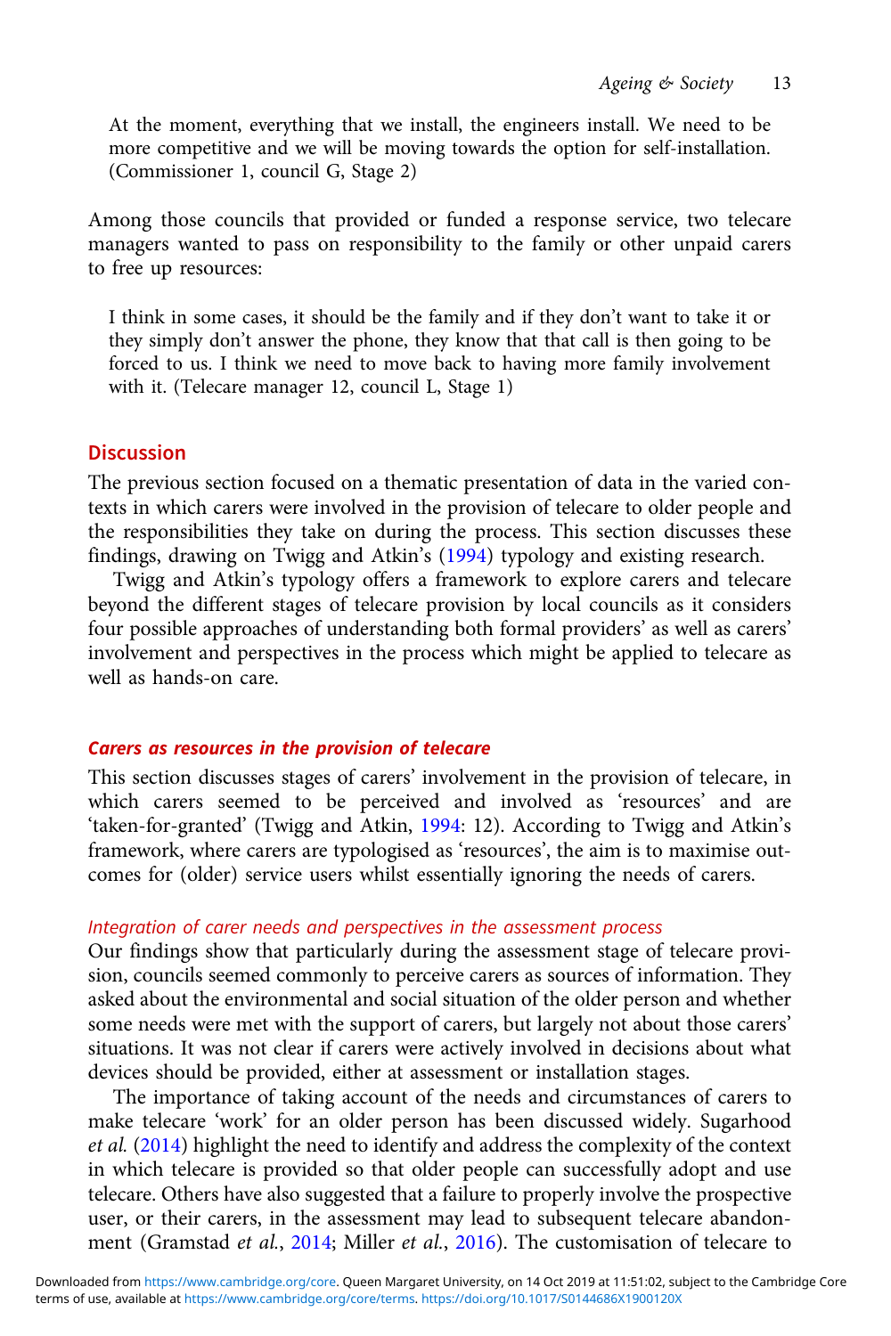> At the moment, everything that we install, the engineers install. We need to be more competitive and we will be moving towards the option for self-installation. (Commissioner 1, council G, Stage 2)

Among those councils that provided or funded a response service, two telecare managers wanted to pass on responsibility to the family or other unpaid carers to free up resources:

> I think in some cases, it should be the family and if they don't want to take it or they simply don't answer the phone, they know that that call is then going to be forced to us. I think we need to move back to having more family involvement with it. (Telecare manager 12, council L, Stage 1)

## Discussion

The previous section focused on a thematic presentation of data in the varied contexts in which carers were involved in the provision of telecare to older people and the responsibilities they take on during the process. This section discusses these findings, drawing on Twigg and Atkin's (1994) typology and existing research.

Twigg and Atkin's typology offers a framework to explore carers and telecare beyond the different stages of telecare provision by local councils as it considers four possible approaches of understanding both formal providers' as well as carers' involvement and perspectives in the process which might be applied to telecare as well as hands-on care.

### *Carers as resources in the provision of telecare*

This section discusses stages of carers' involvement in the provision of telecare, in which carers seemed to be perceived and involved as 'resources' and are 'taken-for-granted' (Twigg and Atkin, 1994: 12). According to Twigg and Atkin's framework, where carers are typologised as 'resources', the aim is to maximise outcomes for (older) service users whilst essentially ignoring the needs of carers.

#### *Integration of carer needs and perspectives in the assessment process*

Our findings show that particularly during the assessment stage of telecare provision, councils seemed commonly to perceive carers as sources of information. They asked about the environmental and social situation of the older person and whether some needs were met with the support of carers, but largely not about those carers' situations. It was not clear if carers were actively involved in decisions about what devices should be provided, either at assessment or installation stages.

The importance of taking account of the needs and circumstances of carers to make telecare 'work' for an older person has been discussed widely. Sugarhood *et al.* (2014) highlight the need to identify and address the complexity of the context in which telecare is provided so that older people can successfully adopt and use telecare. Others have also suggested that a failure to properly involve the prospective user, or their carers, in the assessment may lead to subsequent telecare abandonment (Gramstad *et al.*, 2014; Miller *et al.*, 2016). The customisation of telecare to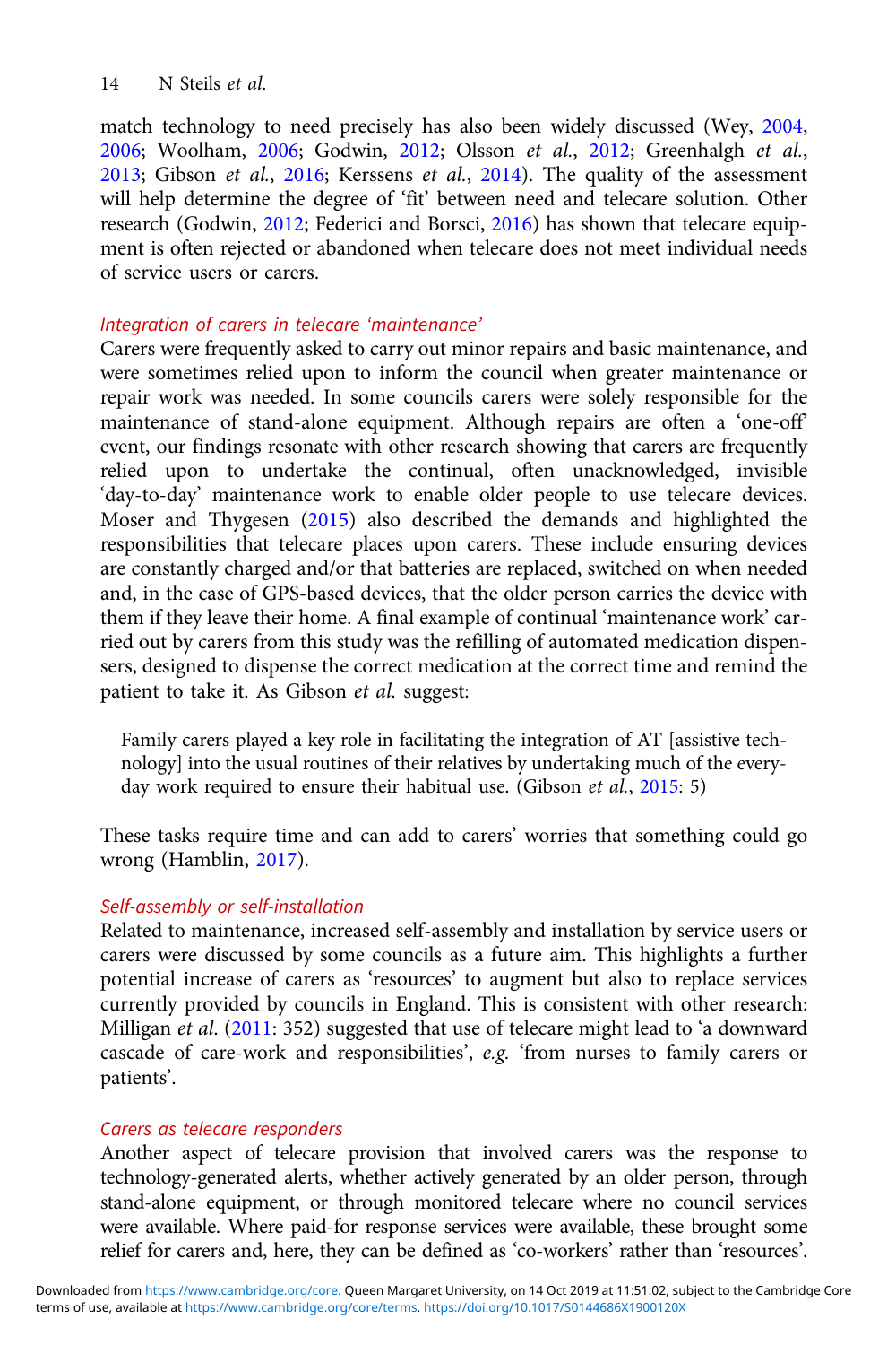match technology to need precisely has also been widely discussed (Wey, 2004, 2006; Woolham, 2006; Godwin, 2012; Olsson *et al.*, 2012; Greenhalgh *et al.*, 2013; Gibson *et al.*, 2016; Kerssens *et al.*, 2014). The quality of the assessment will help determine the degree of 'fit' between need and telecare solution. Other research (Godwin, 2012; Federici and Borsci, 2016) has shown that telecare equipment is often rejected or abandoned when telecare does not meet individual needs of service users or carers.

### *Integration of carers in telecare 'maintenance'*

Carers were frequently asked to carry out minor repairs and basic maintenance, and were sometimes relied upon to inform the council when greater maintenance or repair work was needed. In some councils carers were solely responsible for the maintenance of stand-alone equipment. Although repairs are often a 'one-off' event, our findings resonate with other research showing that carers are frequently relied upon to undertake the continual, often unacknowledged, invisible 'day-to-day' maintenance work to enable older people to use telecare devices. Moser and Thygesen (2015) also described the demands and highlighted the responsibilities that telecare places upon carers. These include ensuring devices are constantly charged and/or that batteries are replaced, switched on when needed and, in the case of GPS-based devices, that the older person carries the device with them if they leave their home. A final example of continual 'maintenance work' carried out by carers from this study was the refilling of automated medication dispensers, designed to dispense the correct medication at the correct time and remind the patient to take it. As Gibson *et al.* suggest:

> Family carers played a key role in facilitating the integration of AT [assistive technology] into the usual routines of their relatives by undertaking much of the everyday work required to ensure their habitual use. (Gibson *et al.*, 2015: 5)

These tasks require time and can add to carers' worries that something could go wrong (Hamblin, 2017).

### *Self-assembly or self-installation*

Related to maintenance, increased self-assembly and installation by service users or carers were discussed by some councils as a future aim. This highlights a further potential increase of carers as 'resources' to augment but also to replace services currently provided by councils in England. This is consistent with other research: Milligan *et al.* (2011: 352) suggested that use of telecare might lead to 'a downward cascade of care-work and responsibilities', *e.g.* 'from nurses to family carers or patients'.

### *Carers as telecare responders*

Another aspect of telecare provision that involved carers was the response to technology-generated alerts, whether actively generated by an older person, through stand-alone equipment, or through monitored telecare where no council services were available. Where paid-for response services were available, these brought some relief for carers and, here, they can be defined as 'co-workers' rather than 'resources'.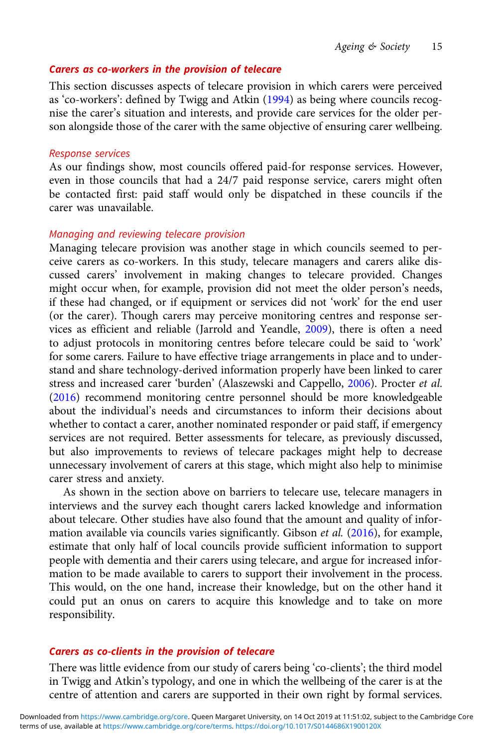### Carers as co-workers in the provision of telecare

This section discusses aspects of telecare provision in which carers were perceived as 'co-workers': defined by Twigg and Atkin (1994) as being where councils recognise the carer's situation and interests, and provide care services for the older person alongside those of the carer with the same objective of ensuring carer wellbeing.

#### Response services

As our findings show, most councils offered paid-for response services. However, even in those councils that had a 24/7 paid response service, carers might often be contacted first: paid staff would only be dispatched in these councils if the carer was unavailable.

#### Managing and reviewing telecare provision

Managing telecare provision was another stage in which councils seemed to perceive carers as co-workers. In this study, telecare managers and carers alike discussed carers' involvement in making changes to telecare provided. Changes might occur when, for example, provision did not meet the older person's needs, if these had changed, or if equipment or services did not 'work' for the end user (or the carer). Though carers may perceive monitoring centres and response services as efficient and reliable (Jarrold and Yeandle, 2009), there is often a need to adjust protocols in monitoring centres before telecare could be said to 'work' for some carers. Failure to have effective triage arrangements in place and to understand and share technology-derived information properly have been linked to carer stress and increased carer 'burden' (Alaszewski and Cappello, 2006). Procter *et al.* (2016) recommend monitoring centre personnel should be more knowledgeable about the individual's needs and circumstances to inform their decisions about whether to contact a carer, another nominated responder or paid staff, if emergency services are not required. Better assessments for telecare, as previously discussed, but also improvements to reviews of telecare packages might help to decrease unnecessary involvement of carers at this stage, which might also help to minimise carer stress and anxiety.

As shown in the section above on barriers to telecare use, telecare managers in interviews and the survey each thought carers lacked knowledge and information about telecare. Other studies have also found that the amount and quality of information available via councils varies significantly. Gibson *et al.* (2016), for example, estimate that only half of local councils provide sufficient information to support people with dementia and their carers using telecare, and argue for increased information to be made available to carers to support their involvement in the process. This would, on the one hand, increase their knowledge, but on the other hand it could put an onus on carers to acquire this knowledge and to take on more responsibility.

### Carers as co-clients in the provision of telecare

There was little evidence from our study of carers being 'co-clients'; the third model in Twigg and Atkin's typology, and one in which the wellbeing of the carer is at the centre of attention and carers are supported in their own right by formal services.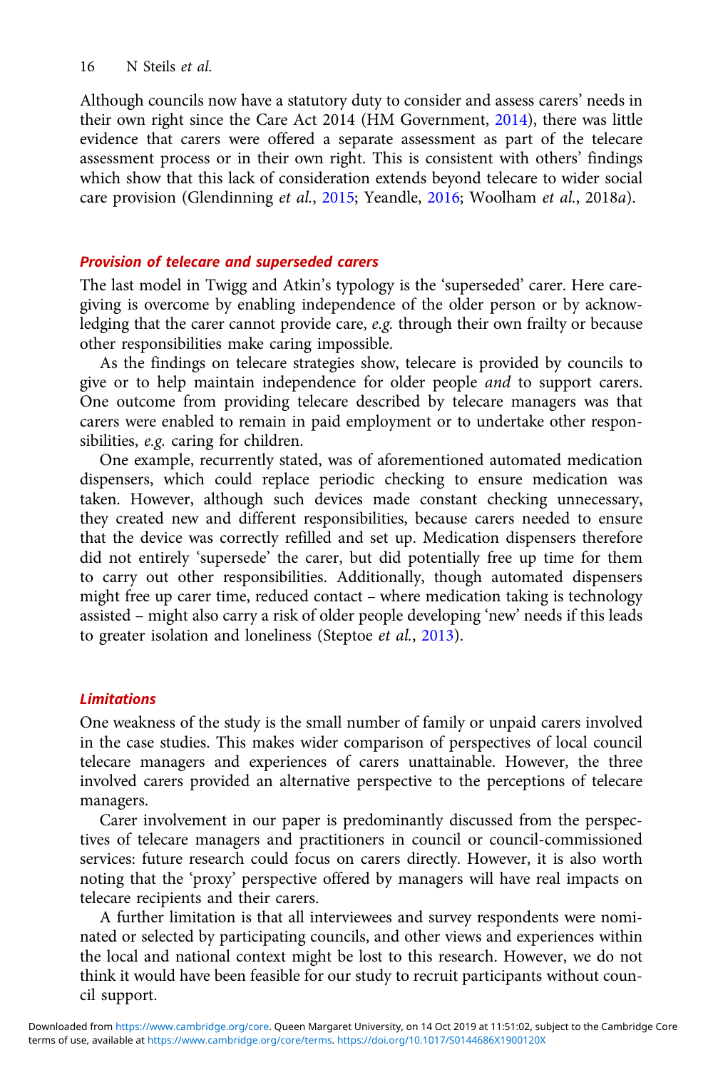Although councils now have a statutory duty to consider and assess carers' needs in their own right since the Care Act 2014 (HM Government, 2014), there was little evidence that carers were offered a separate assessment as part of the telecare assessment process or in their own right. This is consistent with others' findings which show that this lack of consideration extends beyond telecare to wider social care provision (Glendinning *et al.*, 2015; Yeandle, 2016; Woolham *et al.*, 2018*a*).

### *Provision of telecare and superseded carers*

The last model in Twigg and Atkin's typology is the 'superseded' carer. Here caregiving is overcome by enabling independence of the older person or by acknowledging that the carer cannot provide care, *e.g.* through their own frailty or because other responsibilities make caring impossible.

As the findings on telecare strategies show, telecare is provided by councils to give or to help maintain independence for older people *and* to support carers. One outcome from providing telecare described by telecare managers was that carers were enabled to remain in paid employment or to undertake other responsibilities, *e.g.* caring for children.

One example, recurrently stated, was of aforementioned automated medication dispensers, which could replace periodic checking to ensure medication was taken. However, although such devices made constant checking unnecessary, they created new and different responsibilities, because carers needed to ensure that the device was correctly refilled and set up. Medication dispensers therefore did not entirely 'supersede' the carer, but did potentially free up time for them to carry out other responsibilities. Additionally, though automated dispensers might free up carer time, reduced contact – where medication taking is technology assisted – might also carry a risk of older people developing 'new' needs if this leads to greater isolation and loneliness (Steptoe *et al.*, 2013).

### *Limitations*

One weakness of the study is the small number of family or unpaid carers involved in the case studies. This makes wider comparison of perspectives of local council telecare managers and experiences of carers unattainable. However, the three involved carers provided an alternative perspective to the perceptions of telecare managers.

Carer involvement in our paper is predominantly discussed from the perspectives of telecare managers and practitioners in council or council-commissioned services: future research could focus on carers directly. However, it is also worth noting that the 'proxy' perspective offered by managers will have real impacts on telecare recipients and their carers.

A further limitation is that all interviewees and survey respondents were nominated or selected by participating councils, and other views and experiences within the local and national context might be lost to this research. However, we do not think it would have been feasible for our study to recruit participants without council support.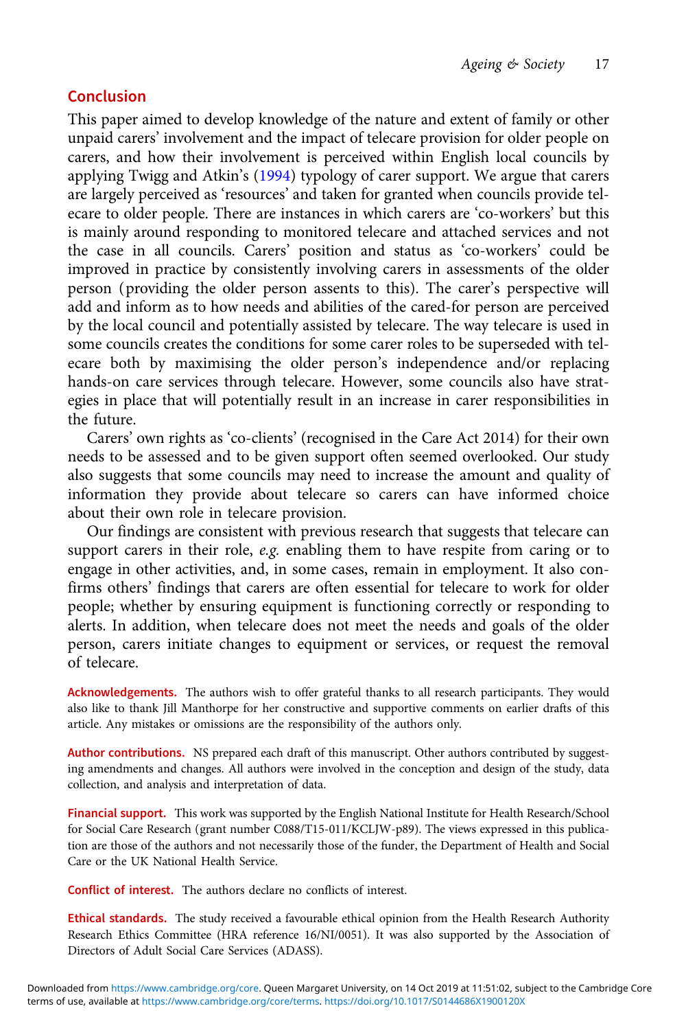## Conclusion

This paper aimed to develop knowledge of the nature and extent of family or other unpaid carers' involvement and the impact of telecare provision for older people on carers, and how their involvement is perceived within English local councils by applying Twigg and Atkin's (1994) typology of carer support. We argue that carers are largely perceived as 'resources' and taken for granted when councils provide telecare to older people. There are instances in which carers are 'co-workers' but this is mainly around responding to monitored telecare and attached services and not the case in all councils. Carers' position and status as 'co-workers' could be improved in practice by consistently involving carers in assessments of the older person (providing the older person assents to this). The carer's perspective will add and inform as to how needs and abilities of the cared-for person are perceived by the local council and potentially assisted by telecare. The way telecare is used in some councils creates the conditions for some carer roles to be superseded with telecare both by maximising the older person's independence and/or replacing hands-on care services through telecare. However, some councils also have strategies in place that will potentially result in an increase in carer responsibilities in the future.

Carers' own rights as 'co-clients' (recognised in the Care Act 2014) for their own needs to be assessed and to be given support often seemed overlooked. Our study also suggests that some councils may need to increase the amount and quality of information they provide about telecare so carers can have informed choice about their own role in telecare provision.

Our findings are consistent with previous research that suggests that telecare can support carers in their role, *e.g.* enabling them to have respite from caring or to engage in other activities, and, in some cases, remain in employment. It also confirms others' findings that carers are often essential for telecare to work for older people; whether by ensuring equipment is functioning correctly or responding to alerts. In addition, when telecare does not meet the needs and goals of the older person, carers initiate changes to equipment or services, or request the removal of telecare.

**Acknowledgements.** The authors wish to offer grateful thanks to all research participants. They would also like to thank Jill Manthorpe for her constructive and supportive comments on earlier drafts of this article. Any mistakes or omissions are the responsibility of the authors only.

**Author contributions.** NS prepared each draft of this manuscript. Other authors contributed by suggesting amendments and changes. All authors were involved in the conception and design of the study, data collection, and analysis and interpretation of data.

**Financial support.** This work was supported by the English National Institute for Health Research/School for Social Care Research (grant number C088/T15-011/KCLJW-p89). The views expressed in this publication are those of the authors and not necessarily those of the funder, the Department of Health and Social Care or the UK National Health Service.

**Conflict of interest.** The authors declare no conflicts of interest.

**Ethical standards.** The study received a favourable ethical opinion from the Health Research Authority Research Ethics Committee (HRA reference 16/NI/0051). It was also supported by the Association of Directors of Adult Social Care Services (ADASS).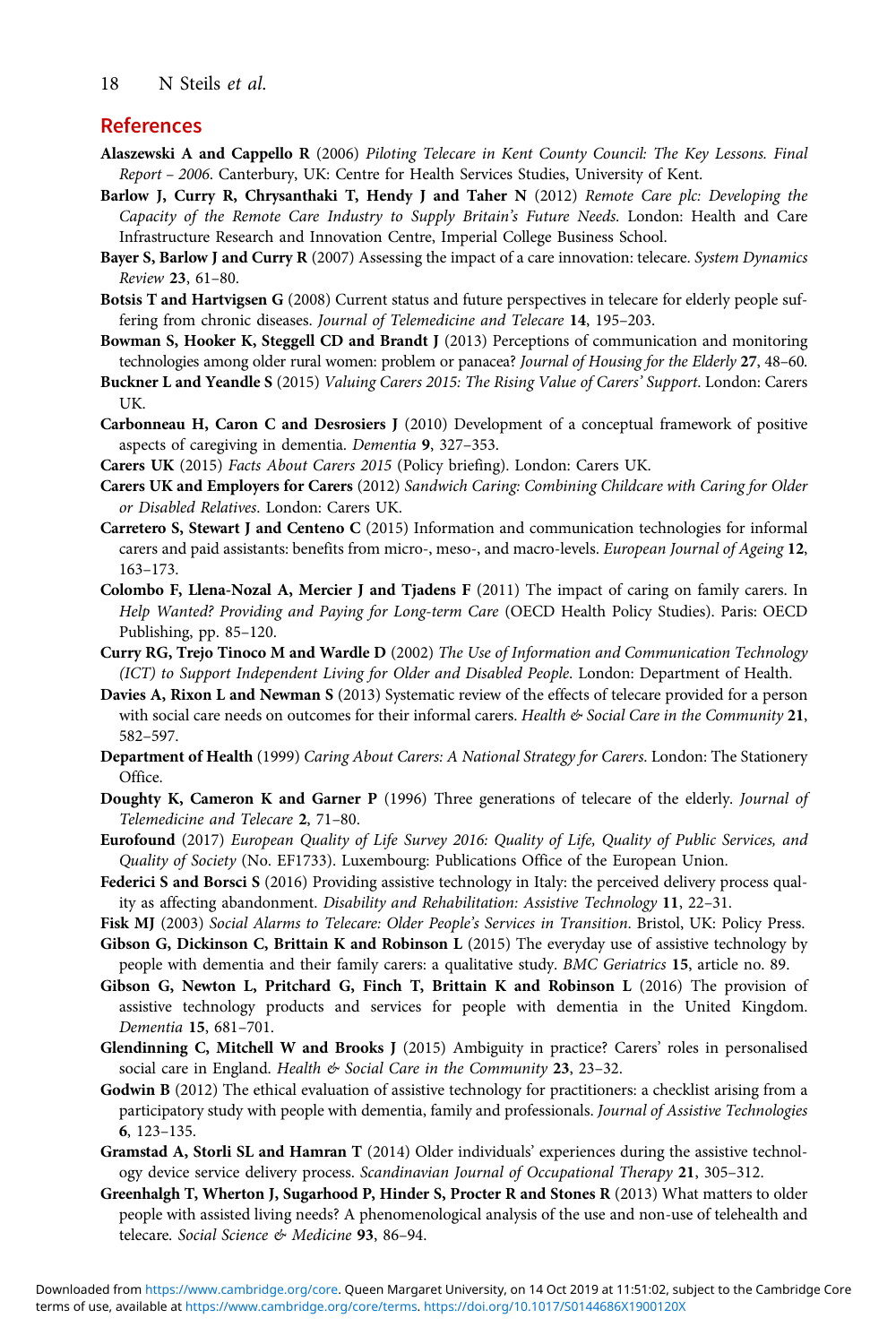## References

**Alaszewski A and Cappello R** (2006) *Piloting Telecare in Kent County Council: The Key Lessons. Final Report – 2006*. Canterbury, UK: Centre for Health Services Studies, University of Kent.

**Barlow J, Curry R, Chrysanthaki T, Hendy J and Taher N** (2012) *Remote Care plc: Developing the Capacity of the Remote Care Industry to Supply Britain's Future Needs*. London: Health and Care Infrastructure Research and Innovation Centre, Imperial College Business School.

**Bayer S, Barlow J and Curry R** (2007) Assessing the impact of a care innovation: telecare. *System Dynamics Review* **23**, 61–80.

**Botsis T and Hartvigsen G** (2008) Current status and future perspectives in telecare for elderly people suffering from chronic diseases. *Journal of Telemedicine and Telecare* **14**, 195–203.

**Bowman S, Hooker K, Steggell CD and Brandt J** (2013) Perceptions of communication and monitoring technologies among older rural women: problem or panacea? *Journal of Housing for the Elderly* **27**, 48–60.

**Buckner L and Yeandle S** (2015) *Valuing Carers 2015: The Rising Value of Carers' Support*. London: Carers UK.

**Carbonneau H, Caron C and Desrosiers J** (2010) Development of a conceptual framework of positive aspects of caregiving in dementia. *Dementia* **9**, 327–353.

**Carers UK** (2015) *Facts About Carers 2015* (Policy briefing). London: Carers UK.

**Carers UK and Employers for Carers** (2012) *Sandwich Caring: Combining Childcare with Caring for Older or Disabled Relatives*. London: Carers UK.

**Carretero S, Stewart J and Centeno C** (2015) Information and communication technologies for informal carers and paid assistants: benefits from micro-, meso-, and macro-levels. *European Journal of Ageing* **12**, 163–173.

**Colombo F, Llena-Nozal A, Mercier J and Tjadens F** (2011) The impact of caring on family carers. In *Help Wanted? Providing and Paying for Long-term Care* (OECD Health Policy Studies). Paris: OECD Publishing, pp. 85–120.

**Curry RG, Trejo Tinoco M and Wardle D** (2002) *The Use of Information and Communication Technology (ICT) to Support Independent Living for Older and Disabled People*. London: Department of Health.

**Davies A, Rixon L and Newman S** (2013) Systematic review of the effects of telecare provided for a person with social care needs on outcomes for their informal carers. *Health & Social Care in the Community* **21**, 582–597.

**Department of Health** (1999) *Caring About Carers: A National Strategy for Carers*. London: The Stationery Office.

**Doughty K, Cameron K and Garner P** (1996) Three generations of telecare of the elderly. *Journal of Telemedicine and Telecare* **2**, 71–80.

**Eurofound** (2017) *European Quality of Life Survey 2016: Quality of Life, Quality of Public Services, and Quality of Society* (No. EF1733). Luxembourg: Publications Office of the European Union.

**Federici S and Borsci S** (2016) Providing assistive technology in Italy: the perceived delivery process quality as affecting abandonment. *Disability and Rehabilitation: Assistive Technology* **11**, 22–31.

**Fisk MJ** (2003) *Social Alarms to Telecare: Older People's Services in Transition*. Bristol, UK: Policy Press.

**Gibson G, Dickinson C, Brittain K and Robinson L** (2015) The everyday use of assistive technology by people with dementia and their family carers: a qualitative study. *BMC Geriatrics* **15**, article no. 89.

**Gibson G, Newton L, Pritchard G, Finch T, Brittain K and Robinson L** (2016) The provision of assistive technology products and services for people with dementia in the United Kingdom. *Dementia* **15**, 681–701.

**Glendinning C, Mitchell W and Brooks J** (2015) Ambiguity in practice? Carers' roles in personalised social care in England. *Health & Social Care in the Community* **23**, 23–32.

**Godwin B** (2012) The ethical evaluation of assistive technology for practitioners: a checklist arising from a participatory study with people with dementia, family and professionals. *Journal of Assistive Technologies* **6**, 123–135.

**Gramstad A, Storli SL and Hamran T** (2014) Older individuals' experiences during the assistive technology device service delivery process. *Scandinavian Journal of Occupational Therapy* **21**, 305–312.

**Greenhalgh T, Wherton J, Sugarhood P, Hinder S, Procter R and Stones R** (2013) What matters to older people with assisted living needs? A phenomenological analysis of the use and non-use of telehealth and telecare. *Social Science & Medicine* **93**, 86–94.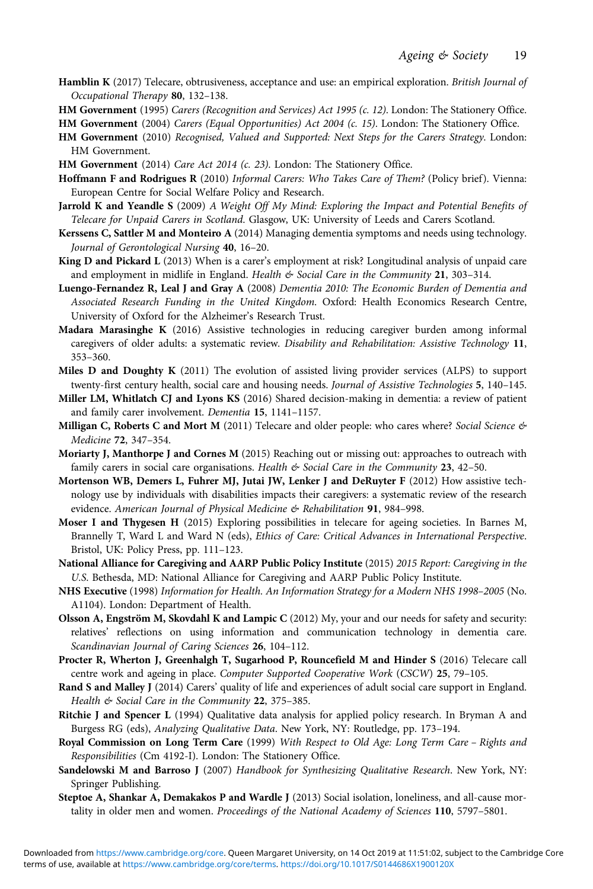**Hamblin K** (2017) Telecare, obtrusiveness, acceptance and use: an empirical exploration. *British Journal of Occupational Therapy* **80**, 132–138.

**HM Government** (1995) *Carers (Recognition and Services) Act 1995 (c. 12)*. London: The Stationery Office.

**HM Government** (2004) *Carers (Equal Opportunities) Act 2004 (c. 15)*. London: The Stationery Office.

**HM Government** (2010) *Recognised, Valued and Supported: Next Steps for the Carers Strategy*. London: HM Government.

**HM Government** (2014) *Care Act 2014 (c. 23)*. London: The Stationery Office.

**Hoffmann F and Rodrigues R** (2010) *Informal Carers: Who Takes Care of Them?* (Policy brief). Vienna: European Centre for Social Welfare Policy and Research.

**Jarrold K and Yeandle S** (2009) *A Weight Off My Mind: Exploring the Impact and Potential Benefits of Telecare for Unpaid Carers in Scotland*. Glasgow, UK: University of Leeds and Carers Scotland.

**Kerssens C, Sattler M and Monteiro A** (2014) Managing dementia symptoms and needs using technology. *Journal of Gerontological Nursing* **40**, 16–20.

**King D and Pickard L** (2013) When is a carer's employment at risk? Longitudinal analysis of unpaid care and employment in midlife in England. *Health & Social Care in the Community* **21**, 303–314.

**Luengo-Fernandez R, Leal J and Gray A** (2008) *Dementia 2010: The Economic Burden of Dementia and Associated Research Funding in the United Kingdom*. Oxford: Health Economics Research Centre, University of Oxford for the Alzheimer's Research Trust.

**Madara Marasinghe K** (2016) Assistive technologies in reducing caregiver burden among informal caregivers of older adults: a systematic review. *Disability and Rehabilitation: Assistive Technology* **11**, 353–360.

**Miles D and Doughty K** (2011) The evolution of assisted living provider services (ALPS) to support twenty-first century health, social care and housing needs. *Journal of Assistive Technologies* **5**, 140–145.

**Miller LM, Whitlatch CJ and Lyons KS** (2016) Shared decision-making in dementia: a review of patient and family carer involvement. *Dementia* **15**, 1141–1157.

**Milligan C, Roberts C and Mort M** (2011) Telecare and older people: who cares where? *Social Science & Medicine* **72**, 347–354.

**Moriarty J, Manthorpe J and Cornes M** (2015) Reaching out or missing out: approaches to outreach with family carers in social care organisations. *Health & Social Care in the Community* **23**, 42–50.

**Mortenson WB, Demers L, Fuhrer MJ, Jutai JW, Lenker J and DeRuyter F** (2012) How assistive technology use by individuals with disabilities impacts their caregivers: a systematic review of the research evidence. *American Journal of Physical Medicine & Rehabilitation* **91**, 984–998.

**Moser I and Thygesen H** (2015) Exploring possibilities in telecare for ageing societies. In Barnes M, Brannelly T, Ward L and Ward N (eds), *Ethics of Care: Critical Advances in International Perspective*. Bristol, UK: Policy Press, pp. 111–123.

**National Alliance for Caregiving and AARP Public Policy Institute** (2015) *2015 Report: Caregiving in the U.S.* Bethesda, MD: National Alliance for Caregiving and AARP Public Policy Institute.

**NHS Executive** (1998) *Information for Health. An Information Strategy for a Modern NHS 1998–2005* (No. A1104). London: Department of Health.

**Olsson A, Engström M, Skovdahl K and Lampic C** (2012) My, your and our needs for safety and security: relatives' reflections on using information and communication technology in dementia care. *Scandinavian Journal of Caring Sciences* **26**, 104–112.

**Procter R, Wherton J, Greenhalgh T, Sugarhood P, Rouncefield M and Hinder S** (2016) Telecare call centre work and ageing in place. *Computer Supported Cooperative Work (CSCW)* **25**, 79–105.

**Rand S and Malley J** (2014) Carers' quality of life and experiences of adult social care support in England. *Health & Social Care in the Community* **22**, 375–385.

**Ritchie J and Spencer L** (1994) Qualitative data analysis for applied policy research. In Bryman A and Burgess RG (eds), *Analyzing Qualitative Data*. New York, NY: Routledge, pp. 173–194.

**Royal Commission on Long Term Care** (1999) *With Respect to Old Age: Long Term Care – Rights and Responsibilities* (Cm 4192-I). London: The Stationery Office.

**Sandelowski M and Barroso J** (2007) *Handbook for Synthesizing Qualitative Research*. New York, NY: Springer Publishing.

**Steptoe A, Shankar A, Demakakos P and Wardle J** (2013) Social isolation, loneliness, and all-cause mortality in older men and women. *Proceedings of the National Academy of Sciences* **110**, 5797–5801.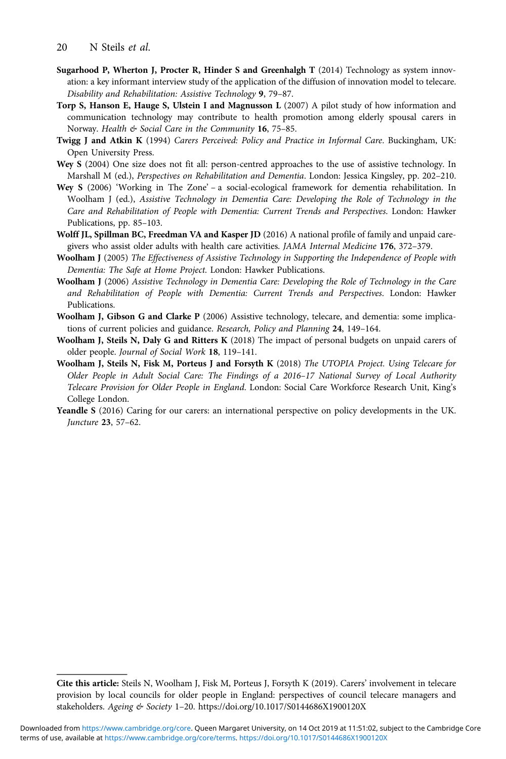**Sugarhood P, Wherton J, Procter R, Hinder S and Greenhalgh T** (2014) Technology as system innovation: a key informant interview study of the application of the diffusion of innovation model to telecare. *Disability and Rehabilitation: Assistive Technology* **9**, 79–87.

**Torp S, Hanson E, Hauge S, Ulstein I and Magnusson L** (2007) A pilot study of how information and communication technology may contribute to health promotion among elderly spousal carers in Norway. *Health & Social Care in the Community* **16**, 75–85.

**Twigg J and Atkin K** (1994) *Carers Perceived: Policy and Practice in Informal Care*. Buckingham, UK: Open University Press.

**Wey S** (2004) One size does not fit all: person-centred approaches to the use of assistive technology. In Marshall M (ed.), *Perspectives on Rehabilitation and Dementia*. London: Jessica Kingsley, pp. 202–210.

**Wey S** (2006) 'Working in The Zone' – a social-ecological framework for dementia rehabilitation. In Woolham J (ed.), *Assistive Technology in Dementia Care: Developing the Role of Technology in the Care and Rehabilitation of People with Dementia: Current Trends and Perspectives*. London: Hawker Publications, pp. 85–103.

**Wolff JL, Spillman BC, Freedman VA and Kasper JD** (2016) A national profile of family and unpaid caregivers who assist older adults with health care activities. *JAMA Internal Medicine* **176**, 372–379.

**Woolham J** (2005) *The Effectiveness of Assistive Technology in Supporting the Independence of People with Dementia: The Safe at Home Project*. London: Hawker Publications.

**Woolham J** (2006) *Assistive Technology in Dementia Care: Developing the Role of Technology in the Care and Rehabilitation of People with Dementia: Current Trends and Perspectives*. London: Hawker Publications.

**Woolham J, Gibson G and Clarke P** (2006) Assistive technology, telecare, and dementia: some implications of current policies and guidance. *Research, Policy and Planning* **24**, 149–164.

**Woolham J, Steils N, Daly G and Ritters K** (2018) The impact of personal budgets on unpaid carers of older people. *Journal of Social Work* **18**, 119–141.

**Woolham J, Steils N, Fisk M, Porteus J and Forsyth K** (2018) *The UTOPIA Project. Using Telecare for Older People in Adult Social Care: The Findings of a 2016–17 National Survey of Local Authority Telecare Provision for Older People in England*. London: Social Care Workforce Research Unit, King's College London.

**Yeandle S** (2016) Caring for our carers: an international perspective on policy developments in the UK. *Juncture* **23**, 57–62.

---

**Cite this article:** Steils N, Woolham J, Fisk M, Porteus J, Forsyth K (2019). Carers' involvement in telecare provision by local councils for older people in England: perspectives of council telecare managers and stakeholders. *Ageing & Society* 1–20. https://doi.org/10.1017/S0144686X1900120X

Downloaded from https://www.cambridge.org/core. Queen Margaret University, on 14 Oct 2019 at 11:51:02, subject to the Cambridge Core terms of use, available at https://www.cambridge.org/core/terms. https://doi.org/10.1017/S0144686X1900120X